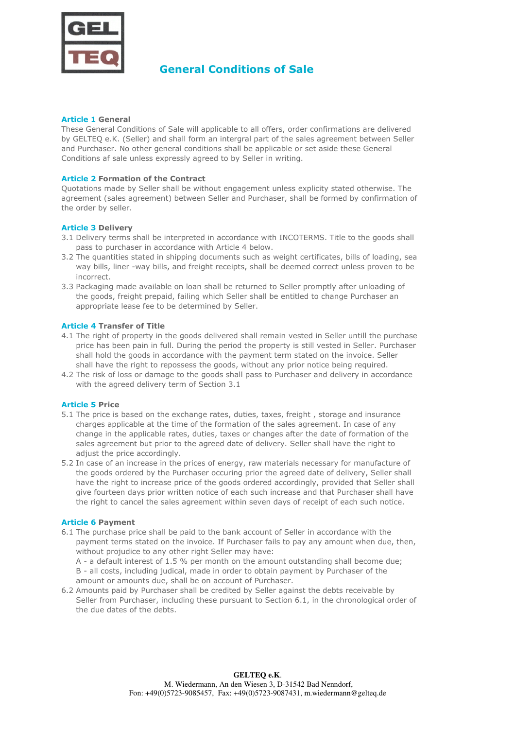GEL TEQ

# General Conditions of Sale

## Article 1 General

These General Conditions of Sale will applicable to all offers, order confirmations are delivered by GELTEQ e.K. (Seller) and shall form an intergral part of the sales agreement between Seller and Purchaser. No other general conditions shall be applicable or set aside these General Conditions af sale unless expressly agreed to by Seller in writing.

## Article 2 Formation of the Contract

Quotations made by Seller shall be without engagement unless explicity stated otherwise. The agreement (sales agreement) between Seller and Purchaser, shall be formed by confirmation of the order by seller.

## Article 3 Delivery

3.1 Delivery terms shall be interpreted in accordance with INCOTERMS. Title to the goods shall pass to purchaser in accordance with Article 4 below.

3.2 The quantities stated in shipping documents such as weight certificates, bills of loading, sea way bills, liner -way bills, and freight receipts, shall be deemed correct unless proven to be incorrect.

3.3 Packaging made available on loan shall be returned to Seller promptly after unloading of the goods, freight prepaid, failing which Seller shall be entitled to change Purchaser an appropriate lease fee to be determined by Seller.

## Article 4 Transfer of Title

4.1 The right of property in the goods delivered shall remain vested in Seller untill the purchase price has been pain in full. During the period the property is still vested in Seller. Purchaser shall hold the goods in accordance with the payment term stated on the invoice. Seller shall have the right to repossess the goods, without any prior notice being required.

4.2 The risk of loss or damage to the goods shall pass to Purchaser and delivery in accordance with the agreed delivery term of Section 3.1

## Article 5 Price

5.1 The price is based on the exchange rates, duties, taxes, freight , storage and insurance charges applicable at the time of the formation of the sales agreement. In case of any change in the applicable rates, duties, taxes or changes after the date of formation of the sales agreement but prior to the agreed date of delivery. Seller shall have the right to adjust the price accordingly.

5.2 In case of an increase in the prices of energy, raw materials necessary for manufacture of the goods ordered by the Purchaser occuring prior the agreed date of delivery, Seller shall have the right to increase price of the goods ordered accordingly, provided that Seller shall give fourteen days prior written notice of each such increase and that Purchaser shall have the right to cancel the sales agreement within seven days of receipt of each such notice.

## Article 6 Payment

6.1 The purchase price shall be paid to the bank account of Seller in accordance with the payment terms stated on the invoice. If Purchaser fails to pay any amount when due, then, without projudice to any other right Seller may have:
A - a default interest of 1.5 % per month on the amount outstanding shall become due;
B - all costs, including judical, made in order to obtain payment by Purchaser of the amount or amounts due, shall be on account of Purchaser.

6.2 Amounts paid by Purchaser shall be credited by Seller against the debts receivable by Seller from Purchaser, including these pursuant to Section 6.1, in the chronological order of the due dates of the debts.

**GELTEQ e.K.**
M. Wiedermann, An den Wiesen 3, D-31542 Bad Nenndorf,
Fon: +49(0)5723-9085457, Fax: +49(0)5723-9087431, m.wiedermann@gelteq.de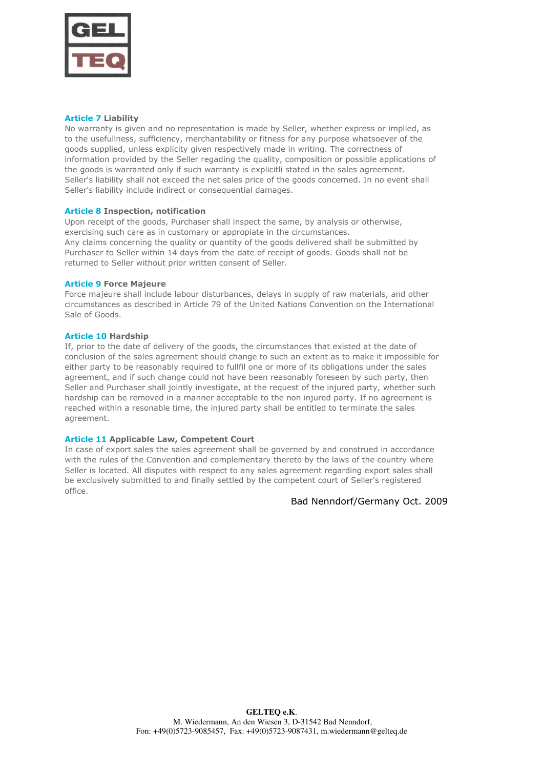GEL TEQ

**Article 7 Liability**

No warranty is given and no representation is made by Seller, whether express or implied, as to the usefullness, sufficiency, merchantability or fitness for any purpose whatsoever of the goods supplied, unless explicity given respectively made in writing. The correctness of information provided by the Seller regading the quality, composition or possible applications of the goods is warranted only if such warranty is explicitli stated in the sales agreement. Seller's liability shall not exceed the net sales price of the goods concerned. In no event shall Seller's liability include indirect or consequential damages.

**Article 8 Inspection, notification**

Upon receipt of the goods, Purchaser shall inspect the same, by analysis or otherwise, exercising such care as in customary or appropiate in the circumstances.
Any claims concerning the quality or quantity of the goods delivered shall be submitted by Purchaser to Seller within 14 days from the date of receipt of goods. Goods shall not be returned to Seller without prior written consent of Seller.

**Article 9 Force Majeure**

Force majeure shall include labour disturbances, delays in supply of raw materials, and other circumstances as described in Article 79 of the United Nations Convention on the International Sale of Goods.

**Article 10 Hardship**

If, prior to the date of delivery of the goods, the circumstances that existed at the date of conclusion of the sales agreement should change to such an extent as to make it impossible for either party to be reasonably required to fullfil one or more of its obligations under the sales agreement, and if such change could not have been reasonably foreseen by such party, then Seller and Purchaser shall jointly investigate, at the request of the injured party, whether such hardship can be removed in a manner acceptable to the non injured party. If no agreement is reached within a resonable time, the injured party shall be entitled to terminate the sales agreement.

**Article 11 Applicable Law, Competent Court**

In case of export sales the sales agreement shall be governed by and construed in accordance with the rules of the Convention and complementary thereto by the laws of the country where Seller is located. All disputes with respect to any sales agreement regarding export sales shall be exclusively submitted to and finally settled by the competent court of Seller's registered office.

Bad Nenndorf/Germany Oct. 2009

**GELTEQ e.K.**
M. Wiedermann, An den Wiesen 3, D-31542 Bad Nenndorf,
Fon: +49(0)5723-9085457, Fax: +49(0)5723-9087431, m.wiedermann@gelteq.de